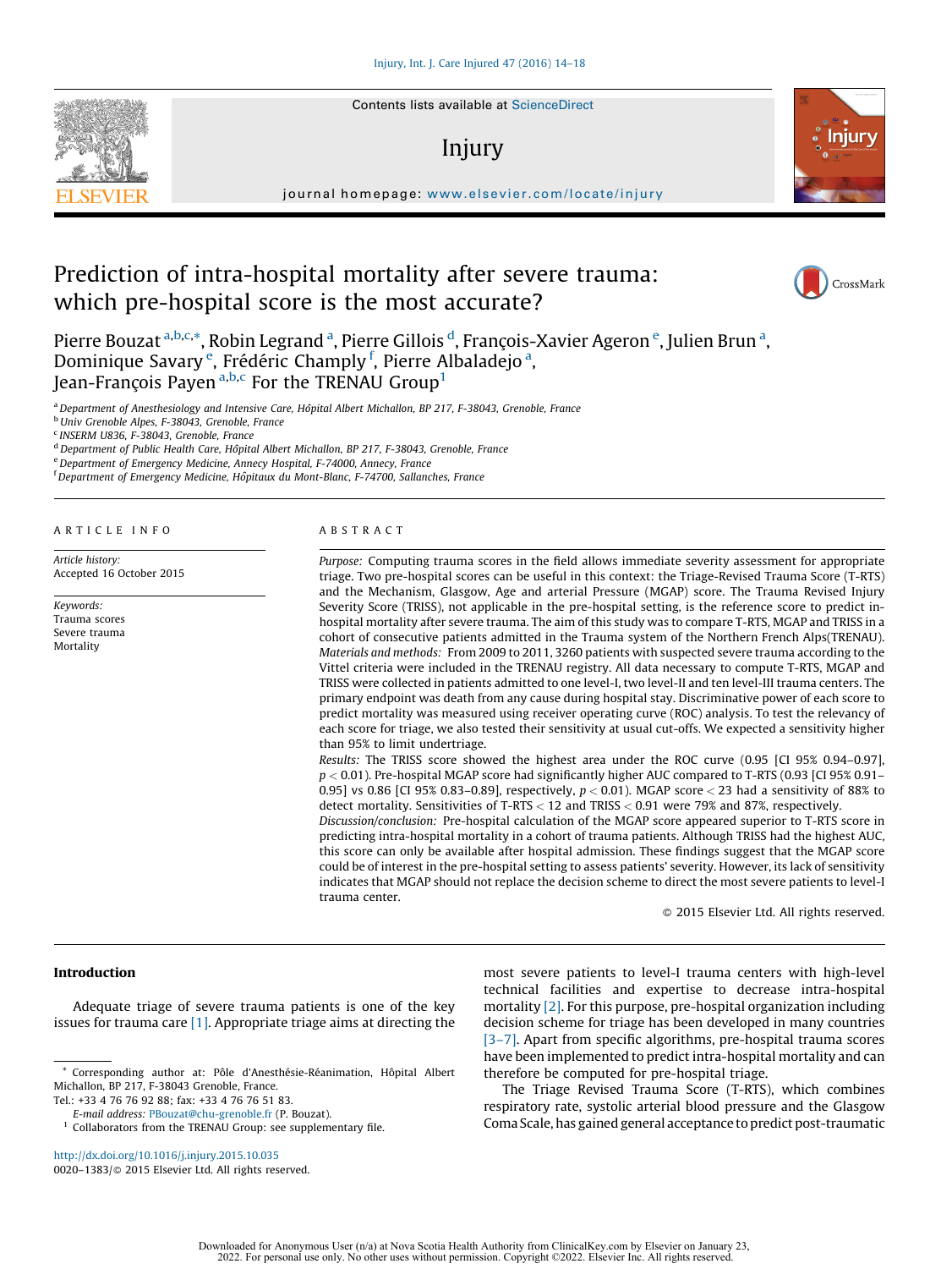# Prediction of intra-hospital mortality after severe trauma: which pre-hospital score is the most accurate?

Pierre Bouzat [a,b,c,*], Robin Legrand [a], Pierre Gillois [d], François-Xavier Ageron [e], Julien Brun [a], Dominique Savary [e], Frédéric Champly [f], Pierre Albaladejo [a], Jean-François Payen [a,b,c] For the TRENAU Group [1]

[a] Department of Anesthesiology and Intensive Care, Hôpital Albert Michallon, BP 217, F-38043, Grenoble, France
[b] Univ Grenoble Alpes, F-38043, Grenoble, France
[c] INSERM U836, F-38043, Grenoble, France
[d] Department of Public Health Care, Hôpital Albert Michallon, BP 217, F-38043, Grenoble, France
[e] Department of Emergency Medicine, Annecy Hospital, F-74000, Annecy, France
[f] Department of Emergency Medicine, Hôpitaux du Mont-Blanc, F-74700, Sallanches, France

## ARTICLE INFO

*Article history:*
Accepted 16 October 2015

*Keywords:*
Trauma scores
Severe trauma
Mortality

## ABSTRACT

*Purpose:* Computing trauma scores in the field allows immediate severity assessment for appropriate triage. Two pre-hospital scores can be useful in this context: the Triage-Revised Trauma Score (T-RTS) and the Mechanism, Glasgow, Age and arterial Pressure (MGAP) score. The Trauma Revised Injury Severity Score (TRISS), not applicable in the pre-hospital setting, is the reference score to predict in-hospital mortality after severe trauma. The aim of this study was to compare T-RTS, MGAP and TRISS in a cohort of consecutive patients admitted in the Trauma system of the Northern French Alps(TRENAU).

*Materials and methods:* From 2009 to 2011, 3260 patients with suspected severe trauma according to the Vittel criteria were included in the TRENAU registry. All data necessary to compute T-RTS, MGAP and TRISS were collected in patients admitted to one level-I, two level-II and ten level-III trauma centers. The primary endpoint was death from any cause during hospital stay. Discriminative power of each score to predict mortality was measured using receiver operating curve (ROC) analysis. To test the relevancy of each score for triage, we also tested their sensitivity at usual cut-offs. We expected a sensitivity higher than 95% to limit undertriage.

*Results:* The TRISS score showed the highest area under the ROC curve (0.95 [CI 95% 0.94–0.97], $p < 0.01$). Pre-hospital MGAP score had significantly higher AUC compared to T-RTS (0.93 [CI 95% 0.91–0.95] vs 0.86 [CI 95% 0.83–0.89], respectively, $p < 0.01$). MGAP score < 23 had a sensitivity of 88% to detect mortality. Sensitivities of T-RTS < 12 and TRISS < 0.91 were 79% and 87%, respectively.

*Discussion/conclusion:* Pre-hospital calculation of the MGAP score appeared superior to T-RTS score in predicting intra-hospital mortality in a cohort of trauma patients. Although TRISS had the highest AUC, this score can only be available after hospital admission. These findings suggest that the MGAP score could be of interest in the pre-hospital setting to assess patients' severity. However, its lack of sensitivity indicates that MGAP should not replace the decision scheme to direct the most severe patients to level-I trauma center.

© 2015 Elsevier Ltd. All rights reserved.

## Introduction

Adequate triage of severe trauma patients is one of the key issues for trauma care [1]. Appropriate triage aims at directing the most severe patients to level-I trauma centers with high-level technical facilities and expertise to decrease intra-hospital mortality [2]. For this purpose, pre-hospital organization including decision scheme for triage has been developed in many countries [3–7]. Apart from specific algorithms, pre-hospital trauma scores have been implemented to predict intra-hospital mortality and can therefore be computed for pre-hospital triage.

The Triage Revised Trauma Score (T-RTS), which combines respiratory rate, systolic arterial blood pressure and the Glasgow Coma Scale, has gained general acceptance to predict post-traumatic

\* Corresponding author at: Pôle d'Anesthésie-Réanimation, Hôpital Albert Michallon, BP 217, F-38043 Grenoble, France.
Tel.: +33 4 76 76 92 88; fax: +33 4 76 76 51 83.
*E-mail address:* PBouzat@chu-grenoble.fr (P. Bouzat).
[1] Collaborators from the TRENAU Group: see supplementary file.

http://dx.doi.org/10.1016/j.injury.2015.10.035
0020–1383/© 2015 Elsevier Ltd. All rights reserved.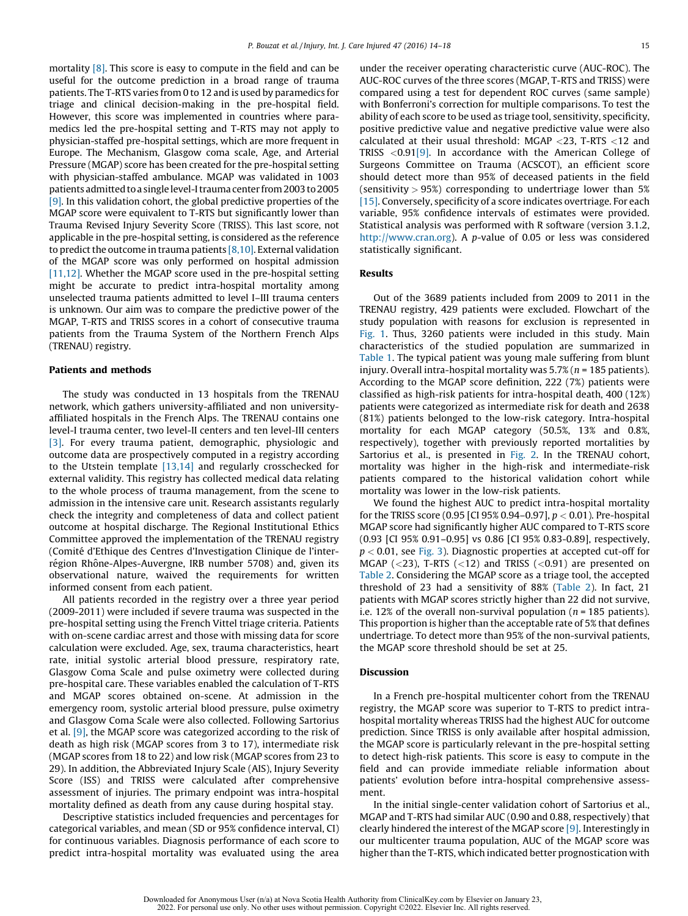mortality [8]. This score is easy to compute in the field and can be useful for the outcome prediction in a broad range of trauma patients. The T-RTS varies from 0 to 12 and is used by paramedics for triage and clinical decision-making in the pre-hospital field. However, this score was implemented in countries where paramedics led the pre-hospital setting and T-RTS may not apply to physician-staffed pre-hospital settings, which are more frequent in Europe. The Mechanism, Glasgow coma scale, Age, and Arterial Pressure (MGAP) score has been created for the pre-hospital setting with physician-staffed ambulance. MGAP was validated in 1003 patients admitted to a single level-I trauma center from 2003 to 2005 [9]. In this validation cohort, the global predictive properties of the MGAP score were equivalent to T-RTS but significantly lower than Trauma Revised Injury Severity Score (TRISS). This last score, not applicable in the pre-hospital setting, is considered as the reference to predict the outcome in trauma patients [8,10]. External validation of the MGAP score was only performed on hospital admission [11,12]. Whether the MGAP score used in the pre-hospital setting might be accurate to predict intra-hospital mortality among unselected trauma patients admitted to level I–III trauma centers is unknown. Our aim was to compare the predictive power of the MGAP, T-RTS and TRISS scores in a cohort of consecutive trauma patients from the Trauma System of the Northern French Alps (TRENAU) registry.

## Patients and methods

The study was conducted in 13 hospitals from the TRENAU network, which gathers university-affiliated and non university-affiliated hospitals in the French Alps. The TRENAU contains one level-I trauma center, two level-II centers and ten level-III centers [3]. For every trauma patient, demographic, physiologic and outcome data are prospectively computed in a registry according to the Utstein template [13,14] and regularly crosschecked for external validity. This registry has collected medical data relating to the whole process of trauma management, from the scene to admission in the intensive care unit. Research assistants regularly check the integrity and completeness of data and collect patient outcome at hospital discharge. The Regional Institutional Ethics Committee approved the implementation of the TRENAU registry (Comité d'Ethique des Centres d'Investigation Clinique de l'inter-région Rhône-Alpes-Auvergne, IRB number 5708) and, given its observational nature, waived the requirements for written informed consent from each patient.

All patients recorded in the registry over a three year period (2009-2011) were included if severe trauma was suspected in the pre-hospital setting using the French Vittel triage criteria. Patients with on-scene cardiac arrest and those with missing data for score calculation were excluded. Age, sex, trauma characteristics, heart rate, initial systolic arterial blood pressure, respiratory rate, Glasgow Coma Scale and pulse oximetry were collected during pre-hospital care. These variables enabled the calculation of T-RTS and MGAP scores obtained on-scene. At admission in the emergency room, systolic arterial blood pressure, pulse oximetry and Glasgow Coma Scale were also collected. Following Sartorius et al. [9], the MGAP score was categorized according to the risk of death as high risk (MGAP scores from 3 to 17), intermediate risk (MGAP scores from 18 to 22) and low risk (MGAP scores from 23 to 29). In addition, the Abbreviated Injury Scale (AIS), Injury Severity Score (ISS) and TRISS were calculated after comprehensive assessment of injuries. The primary endpoint was intra-hospital mortality defined as death from any cause during hospital stay.

Descriptive statistics included frequencies and percentages for categorical variables, and mean (SD or 95% confidence interval, CI) for continuous variables. Diagnosis performance of each score to predict intra-hospital mortality was evaluated using the area under the receiver operating characteristic curve (AUC-ROC). The AUC-ROC curves of the three scores (MGAP, T-RTS and TRISS) were compared using a test for dependent ROC curves (same sample) with Bonferroni's correction for multiple comparisons. To test the ability of each score to be used as triage tool, sensitivity, specificity, positive predictive value and negative predictive value were also calculated at their usual threshold: MGAP $<23$, T-RTS $<12$ and TRISS $<0.91$[9]. In accordance with the American College of Surgeons Committee on Trauma (ACSCOT), an efficient score should detect more than 95% of deceased patients in the field (sensitivity $>95\%$) corresponding to undertriage lower than 5% [15]. Conversely, specificity of a score indicates overtriage. For each variable, 95% confidence intervals of estimates were provided. Statistical analysis was performed with R software (version 3.1.2, http://www.cran.org). A $p$-value of 0.05 or less was considered statistically significant.

## Results

Out of the 3689 patients included from 2009 to 2011 in the TRENAU registry, 429 patients were excluded. Flowchart of the study population with reasons for exclusion is represented in Fig. 1. Thus, 3260 patients were included in this study. Main characteristics of the studied population are summarized in Table 1. The typical patient was young male suffering from blunt injury. Overall intra-hospital mortality was 5.7% ($n = 185$ patients). According to the MGAP score definition, 222 (7%) patients were classified as high-risk patients for intra-hospital death, 400 (12%) patients were categorized as intermediate risk for death and 2638 (81%) patients belonged to the low-risk category. Intra-hospital mortality for each MGAP category (50.5%, 13% and 0.8%, respectively), together with previously reported mortalities by Sartorius et al., is presented in Fig. 2. In the TRENAU cohort, mortality was higher in the high-risk and intermediate-risk patients compared to the historical validation cohort while mortality was lower in the low-risk patients.

We found the highest AUC to predict intra-hospital mortality for the TRISS score (0.95 [CI 95% 0.94–0.97], $p < 0.01$). Pre-hospital MGAP score had significantly higher AUC compared to T-RTS score (0.93 [CI 95% 0.91–0.95] vs 0.86 [CI 95% 0.83-0.89], respectively, $p < 0.01$, see Fig. 3). Diagnostic properties at accepted cut-off for MGAP ($<23$), T-RTS ($<12$) and TRISS ($<0.91$) are presented on Table 2. Considering the MGAP score as a triage tool, the accepted threshold of 23 had a sensitivity of 88% (Table 2). In fact, 21 patients with MGAP scores strictly higher than 22 did not survive, i.e. 12% of the overall non-survival population ($n = 185$ patients). This proportion is higher than the acceptable rate of 5% that defines undertriage. To detect more than 95% of the non-survival patients, the MGAP score threshold should be set at 25.

## Discussion

In a French pre-hospital multicenter cohort from the TRENAU registry, the MGAP score was superior to T-RTS to predict intra-hospital mortality whereas TRISS had the highest AUC for outcome prediction. Since TRISS is only available after hospital admission, the MGAP score is particularly relevant in the pre-hospital setting to detect high-risk patients. This score is easy to compute in the field and can provide immediate reliable information about patients' evolution before intra-hospital comprehensive assessment.

In the initial single-center validation cohort of Sartorius et al., MGAP and T-RTS had similar AUC (0.90 and 0.88, respectively) that clearly hindered the interest of the MGAP score [9]. Interestingly in our multicenter trauma population, AUC of the MGAP score was higher than the T-RTS, which indicated better prognostication with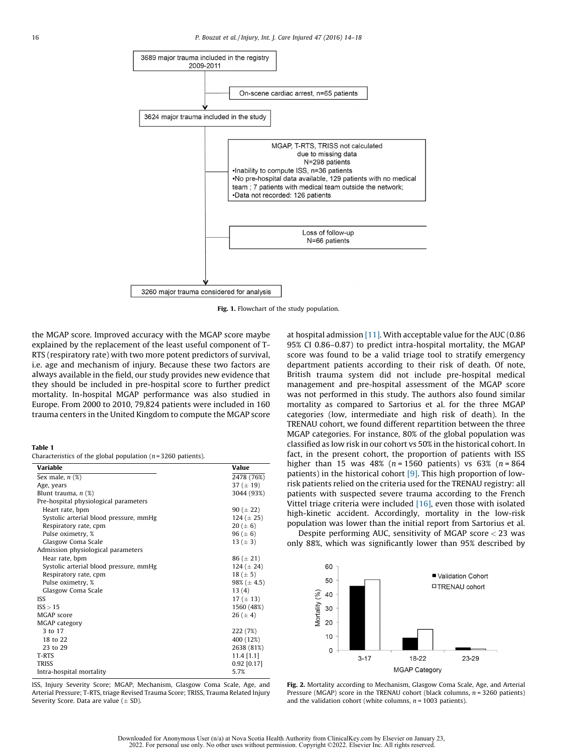Fig. 1. Flowchart of the study population.

the MGAP score. Improved accuracy with the MGAP score maybe explained by the replacement of the least useful component of T-RTS (respiratory rate) with two more potent predictors of survival, i.e. age and mechanism of injury. Because these two factors are always available in the field, our study provides new evidence that they should be included in pre-hospital score to further predict mortality. In-hospital MGAP performance was also studied in Europe. From 2000 to 2010, 79,824 patients were included in 160 trauma centers in the United Kingdom to compute the MGAP score at hospital admission [11]. With acceptable value for the AUC (0.86 95% CI 0.86–0.87) to predict intra-hospital mortality, the MGAP score was found to be a valid triage tool to stratify emergency department patients according to their risk of death. Of note, British trauma system did not include pre-hospital medical management and pre-hospital assessment of the MGAP score was not performed in this study. The authors also found similar mortality as compared to Sartorius et al. for the three MGAP categories (low, intermediate and high risk of death). In the TRENAU cohort, we found different repartition between the three MGAP categories. For instance, 80% of the global population was classified as low risk in our cohort vs 50% in the historical cohort. In fact, in the present cohort, the proportion of patients with ISS higher than 15 was 48% ($n = 1560$ patients) vs 63% ($n = 864$ patients) in the historical cohort [9]. This high proportion of low-risk patients relied on the criteria used for the TRENAU registry: all patients with suspected severe trauma according to the French Vittel triage criteria were included [16], even those with isolated high-kinetic accident. Accordingly, mortality in the low-risk population was lower than the initial report from Sartorius et al.

Despite performing AUC, sensitivity of MGAP score < 23 was only 88%, which was significantly lower than 95% described by

**Table 1**
Characteristics of the global population ($n = 3260$ patients).

| Variable | Value |
|---|---|
| Sex male, *n* (%) | 2478 (76%) |
| Age, years | 37 (± 19) |
| Blunt trauma, *n* (%) | 3044 (93%) |
| Pre-hospital physiological parameters | |
| Heart rate, bpm | 90 (± 22) |
| Systolic arterial blood pressure, mmHg | 124 (± 25) |
| Respiratory rate, cpm | 20 (± 6) |
| Pulse oximetry, % | 96 (± 6) |
| Glasgow Coma Scale | 13 (± 3) |
| Admission physiological parameters | |
| Hear rate, bpm | 86 (± 21) |
| Systolic arterial blood pressure, mmHg | 124 (± 24) |
| Respiratory rate, cpm | 18 (± 5) |
| Pulse oximetry, % | 98% (± 4.5) |
| Glasgow Coma Scale | 13 (4) |
| ISS | 17 (± 13) |
| ISS > 15 | 1560 (48%) |
| MGAP score | 26 (± 4) |
| MGAP category | |
| 3 to 17 | 222 (7%) |
| 18 to 22 | 400 (12%) |
| 23 to 29 | 2638 (81%) |
| T-RTS | 11.4 [1.1] |
| TRISS | 0.92 [0.17] |
| Intra-hospital mortality | 5.7% |

ISS, Injury Severity Score; MGAP, Mechanism, Glasgow Coma Scale, Age, and Arterial Pressure; T-RTS, triage Revised Trauma Score; TRISS, Trauma Related Injury Severity Score. Data are value (± SD).

Fig. 2. Mortality according to Mechanism, Glasgow Coma Scale, Age, and Arterial Pressure (MGAP) score in the TRENAU cohort (black columns, $n = 3260$ patients) and the validation cohort (white columns, $n = 1003$ patients).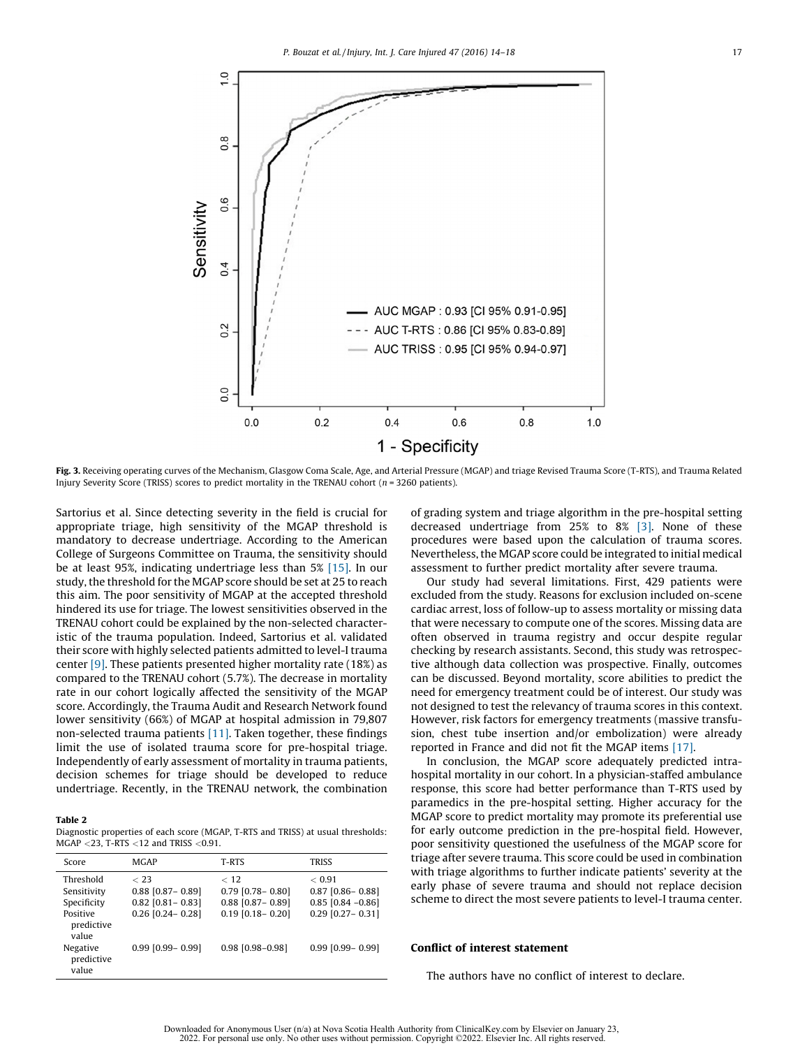Fig. 3. Receiving operating curves of the Mechanism, Glasgow Coma Scale, Age, and Arterial Pressure (MGAP) and triage Revised Trauma Score (T-RTS), and Trauma Related Injury Severity Score (TRISS) scores to predict mortality in the TRENAU cohort (*n* = 3260 patients).

Sartorius et al. Since detecting severity in the field is crucial for appropriate triage, high sensitivity of the MGAP threshold is mandatory to decrease undertriage. According to the American College of Surgeons Committee on Trauma, the sensitivity should be at least 95%, indicating undertriage less than 5% [15]. In our study, the threshold for the MGAP score should be set at 25 to reach this aim. The poor sensitivity of MGAP at the accepted threshold hindered its use for triage. The lowest sensitivities observed in the TRENAU cohort could be explained by the non-selected characteristic of the trauma population. Indeed, Sartorius et al. validated their score with highly selected patients admitted to level-I trauma center [9]. These patients presented higher mortality rate (18%) as compared to the TRENAU cohort (5.7%). The decrease in mortality rate in our cohort logically affected the sensitivity of the MGAP score. Accordingly, the Trauma Audit and Research Network found lower sensitivity (66%) of MGAP at hospital admission in 79,807 non-selected trauma patients [11]. Taken together, these findings limit the use of isolated trauma score for pre-hospital triage. Independently of early assessment of mortality in trauma patients, decision schemes for triage should be developed to reduce undertriage. Recently, in the TRENAU network, the combination of grading system and triage algorithm in the pre-hospital setting decreased undertriage from 25% to 8% [3]. None of these procedures were based upon the calculation of trauma scores. Nevertheless, the MGAP score could be integrated to initial medical assessment to further predict mortality after severe trauma.

**Table 2**
Diagnostic properties of each score (MGAP, T-RTS and TRISS) at usual thresholds: MGAP <23, T-RTS <12 and TRISS <0.91.

| Score | MGAP | T-RTS | TRISS |
|---|---|---|---|
| Threshold | < 23 | < 12 | < 0.91 |
| Sensitivity | 0.88 [0.87– 0.89] | 0.79 [0.78– 0.80] | 0.87 [0.86– 0.88] |
| Specificity | 0.82 [0.81– 0.83] | 0.88 [0.87– 0.89] | 0.85 [0.84 –0.86] |
| Positive predictive value | 0.26 [0.24– 0.28] | 0.19 [0.18– 0.20] | 0.29 [0.27– 0.31] |
| Negative predictive value | 0.99 [0.99– 0.99] | 0.98 [0.98–0.98] | 0.99 [0.99– 0.99] |

Our study had several limitations. First, 429 patients were excluded from the study. Reasons for exclusion included on-scene cardiac arrest, loss of follow-up to assess mortality or missing data that were necessary to compute one of the scores. Missing data are often observed in trauma registry and occur despite regular checking by research assistants. Second, this study was retrospective although data collection was prospective. Finally, outcomes can be discussed. Beyond mortality, score abilities to predict the need for emergency treatment could be of interest. Our study was not designed to test the relevancy of trauma scores in this context. However, risk factors for emergency treatments (massive transfusion, chest tube insertion and/or embolization) were already reported in France and did not fit the MGAP items [17].

In conclusion, the MGAP score adequately predicted intra-hospital mortality in our cohort. In a physician-staffed ambulance response, this score had better performance than T-RTS used by paramedics in the pre-hospital setting. Higher accuracy for the MGAP score to predict mortality may promote its preferential use for early outcome prediction in the pre-hospital field. However, poor sensitivity questioned the usefulness of the MGAP score for triage after severe trauma. This score could be used in combination with triage algorithms to further indicate patients' severity at the early phase of severe trauma and should not replace decision scheme to direct the most severe patients to level-I trauma center.

## Conflict of interest statement

The authors have no conflict of interest to declare.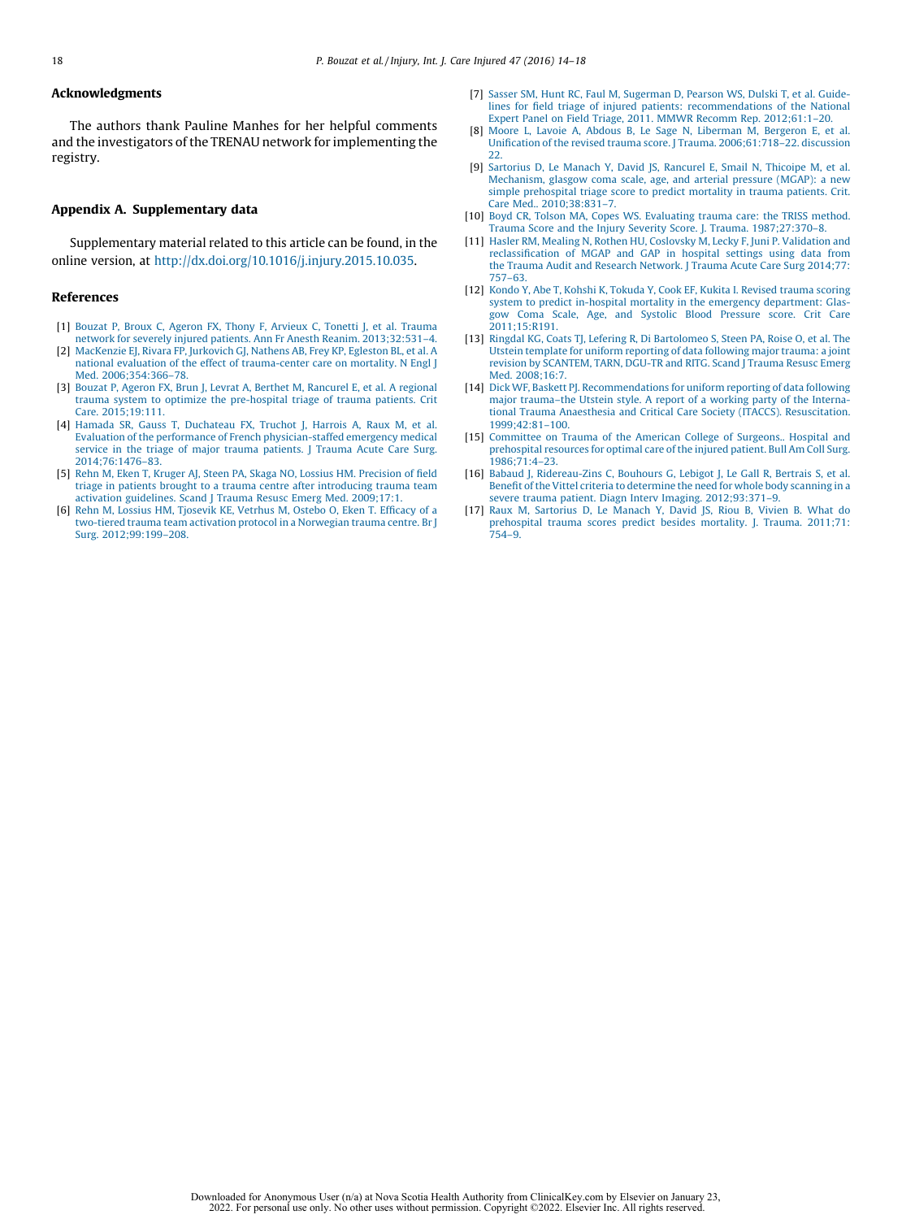## Acknowledgments

The authors thank Pauline Manhes for her helpful comments and the investigators of the TRENAU network for implementing the registry.

## Appendix A. Supplementary data

Supplementary material related to this article can be found, in the online version, at http://dx.doi.org/10.1016/j.injury.2015.10.035.

## References

[1] Bouzat P, Broux C, Ageron FX, Thony F, Arvieux C, Tonetti J, et al. Trauma network for severely injured patients. Ann Fr Anesth Reanim. 2013;32:531–4.

[2] MacKenzie EJ, Rivara FP, Jurkovich GJ, Nathens AB, Frey KP, Egleston BL, et al. A national evaluation of the effect of trauma-center care on mortality. N Engl J Med. 2006;354:366–78.

[3] Bouzat P, Ageron FX, Brun J, Levrat A, Berthet M, Rancurel E, et al. A regional trauma system to optimize the pre-hospital triage of trauma patients. Crit Care. 2015;19:111.

[4] Hamada SR, Gauss T, Duchateau FX, Truchot J, Harrois A, Raux M, et al. Evaluation of the performance of French physician-staffed emergency medical service in the triage of major trauma patients. J Trauma Acute Care Surg. 2014;76:1476–83.

[5] Rehn M, Eken T, Kruger AJ, Steen PA, Skaga NO, Lossius HM. Precision of field triage in patients brought to a trauma centre after introducing trauma team activation guidelines. Scand J Trauma Resusc Emerg Med. 2009;17:1.

[6] Rehn M, Lossius HM, Tjosevik KE, Vetrhus M, Ostebo O, Eken T. Efficacy of a two-tiered trauma team activation protocol in a Norwegian trauma centre. Br J Surg. 2012;99:199–208.

[7] Sasser SM, Hunt RC, Faul M, Sugerman D, Pearson WS, Dulski T, et al. Guidelines for field triage of injured patients: recommendations of the National Expert Panel on Field Triage, 2011. MMWR Recomm Rep. 2012;61:1–20.

[8] Moore L, Lavoie A, Abdous B, Le Sage N, Liberman M, Bergeron E, et al. Unification of the revised trauma score. J Trauma. 2006;61:718–22. discussion 22.

[9] Sartorius D, Le Manach Y, David JS, Rancurel E, Smail N, Thicoipe M, et al. Mechanism, glasgow coma scale, age, and arterial pressure (MGAP): a new simple prehospital triage score to predict mortality in trauma patients. Crit. Care Med.. 2010;38:831–7.

[10] Boyd CR, Tolson MA, Copes WS. Evaluating trauma care: the TRISS method. Trauma Score and the Injury Severity Score. J. Trauma. 1987;27:370–8.

[11] Hasler RM, Mealing N, Rothen HU, Coslovsky M, Lecky F, Juni P. Validation and reclassification of MGAP and GAP in hospital settings using data from the Trauma Audit and Research Network. J Trauma Acute Care Surg 2014;77: 757–63.

[12] Kondo Y, Abe T, Kohshi K, Tokuda Y, Cook EF, Kukita I. Revised trauma scoring system to predict in-hospital mortality in the emergency department: Glasgow Coma Scale, Age, and Systolic Blood Pressure score. Crit Care 2011;15:R191.

[13] Ringdal KG, Coats TJ, Lefering R, Di Bartolomeo S, Steen PA, Roise O, et al. The Utstein template for uniform reporting of data following major trauma: a joint revision by SCANTEM, TARN, DGU-TR and RITG. Scand J Trauma Resusc Emerg Med. 2008;16:7.

[14] Dick WF, Baskett PJ. Recommendations for uniform reporting of data following major trauma–the Utstein style. A report of a working party of the International Trauma Anaesthesia and Critical Care Society (ITACCS). Resuscitation. 1999;42:81–100.

[15] Committee on Trauma of the American College of Surgeons.. Hospital and prehospital resources for optimal care of the injured patient. Bull Am Coll Surg. 1986;71:4–23.

[16] Babaud J, Ridereau-Zins C, Bouhours G, Lebigot J, Le Gall R, Bertrais S, et al. Benefit of the Vittel criteria to determine the need for whole body scanning in a severe trauma patient. Diagn Interv Imaging. 2012;93:371–9.

[17] Raux M, Sartorius D, Le Manach Y, David JS, Riou B, Vivien B. What do prehospital trauma scores predict besides mortality. J. Trauma. 2011;71: 754–9.